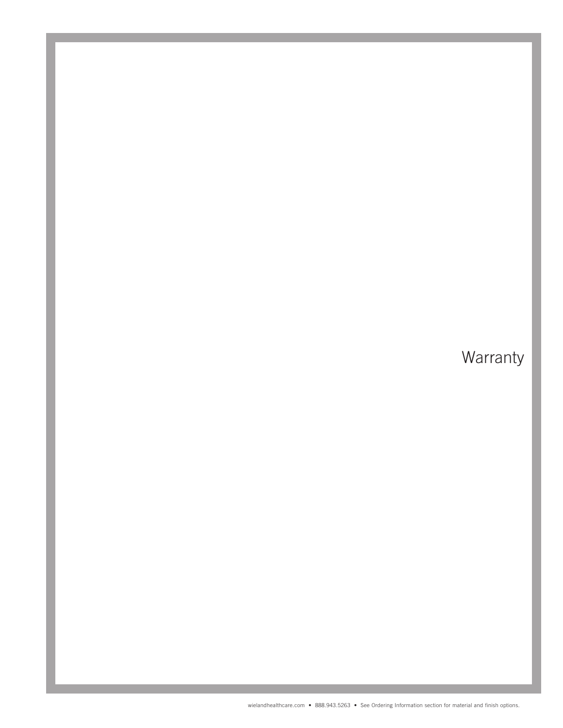# Warranty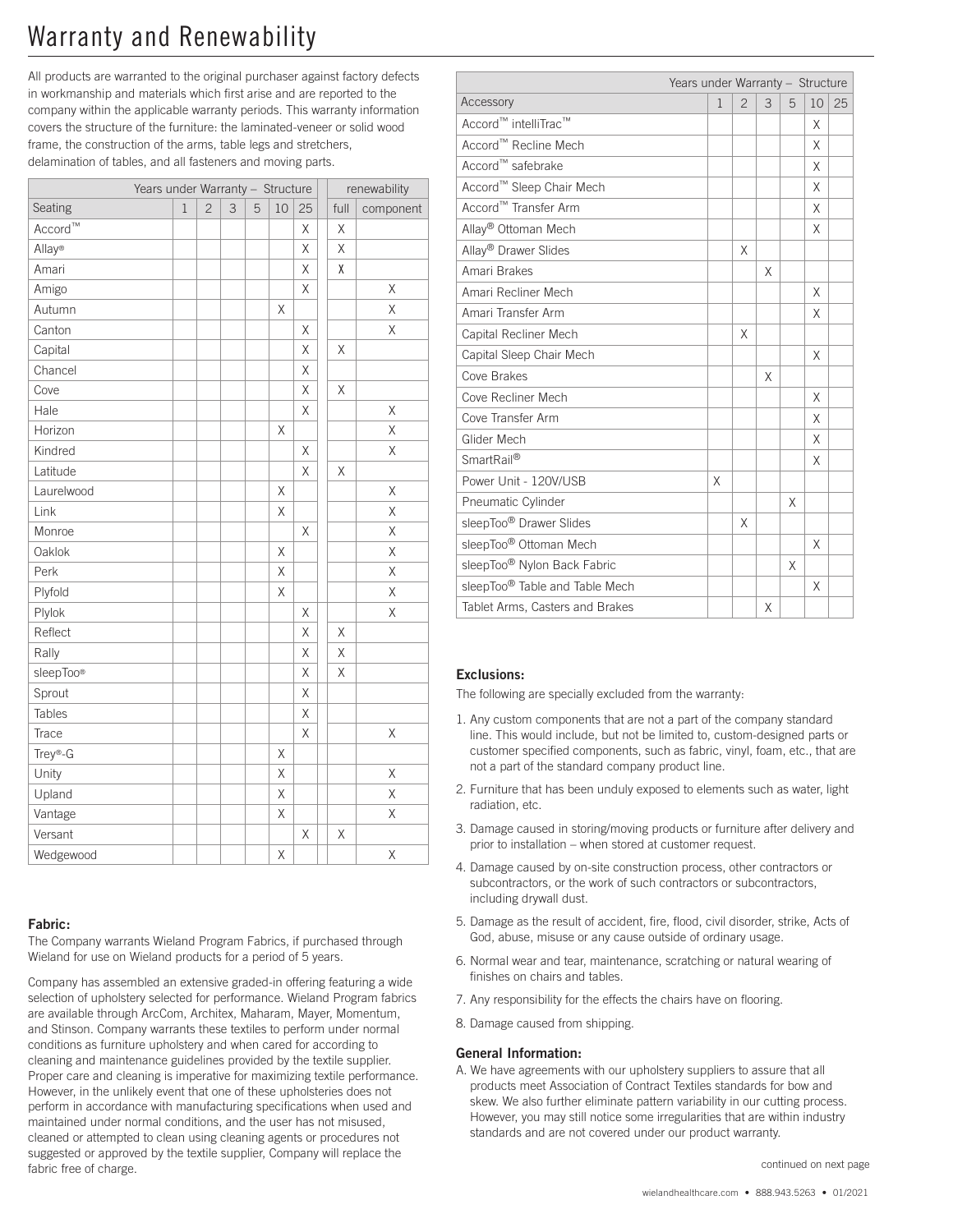# Warranty and Renewability

All products are warranted to the original purchaser against factory defects in workmanship and materials which first arise and are reported to the company within the applicable warranty periods. This warranty information covers the structure of the furniture: the laminated-veneer or solid wood frame, the construction of the arms, table legs and stretchers, delamination of tables, and all fasteners and moving parts.

| Years under Warranty – Structure | | | | | | | | renewability | |
|---|---|---|---|---|---|---|---|---|---|
| Seating | 1 | 2 | 3 | 5 | 10 | 25 | | full | component |
| Accord™ | | | | | | X | | X | |
| Allay® | | | | | | X | | X | |
| Amari | | | | | | X | | X | |
| Amigo | | | | | | X | | | X |
| Autumn | | | | | X | | | | X |
| Canton | | | | | | X | | | X |
| Capital | | | | | | X | | X | |
| Chancel | | | | | | X | | | |
| Cove | | | | | | X | | X | |
| Hale | | | | | | X | | | X |
| Horizon | | | | | X | | | | X |
| Kindred | | | | | | X | | | X |
| Latitude | | | | | | X | | X | |
| Laurelwood | | | | | X | | | | X |
| Link | | | | | X | | | | X |
| Monroe | | | | | | X | | | X |
| Oaklok | | | | | X | | | | X |
| Perk | | | | | X | | | | X |
| Plyfold | | | | | X | | | | X |
| Plylok | | | | | | X | | | X |
| Reflect | | | | | | X | | X | |
| Rally | | | | | | X | | X | |
| sleepToo® | | | | | | X | | X | |
| Sprout | | | | | | X | | | |
| Tables | | | | | | X | | | |
| Trace | | | | | | X | | | X |
| Trey®-G | | | | | X | | | | |
| Unity | | | | | X | | | | X |
| Upland | | | | | X | | | | X |
| Vantage | | | | | X | | | | X |
| Versant | | | | | | X | | X | |
| Wedgewood | | | | | X | | | | X |

## Fabric:

The Company warrants Wieland Program Fabrics, if purchased through Wieland for use on Wieland products for a period of 5 years.

Company has assembled an extensive graded-in offering featuring a wide selection of upholstery selected for performance. Wieland Program fabrics are available through ArcCom, Architex, Maharam, Mayer, Momentum, and Stinson. Company warrants these textiles to perform under normal conditions as furniture upholstery and when cared for according to cleaning and maintenance guidelines provided by the textile supplier. Proper care and cleaning is imperative for maximizing textile performance. However, in the unlikely event that one of these upholsteries does not perform in accordance with manufacturing specifications when used and maintained under normal conditions, and the user has not misused, cleaned or attempted to clean using cleaning agents or procedures not suggested or approved by the textile supplier, Company will replace the fabric free of charge.

| Years under Warranty – Structure | | | | | | |
|---|---|---|---|---|---|---|
| Accessory | 1 | 2 | 3 | 5 | 10 | 25 |
| Accord™ intelliTrac™ | | | | | X | |
| Accord™ Recline Mech | | | | | X | |
| Accord™ safebrake | | | | | X | |
| Accord™ Sleep Chair Mech | | | | | X | |
| Accord™ Transfer Arm | | | | | X | |
| Allay® Ottoman Mech | | | | | X | |
| Allay® Drawer Slides | | X | | | | |
| Amari Brakes | | | X | | | |
| Amari Recliner Mech | | | | | X | |
| Amari Transfer Arm | | | | | X | |
| Capital Recliner Mech | | X | | | | |
| Capital Sleep Chair Mech | | | | | X | |
| Cove Brakes | | | X | | | |
| Cove Recliner Mech | | | | | X | |
| Cove Transfer Arm | | | | | X | |
| Glider Mech | | | | | X | |
| SmartRail® | | | | | X | |
| Power Unit - 120V/USB | X | | | | | |
| Pneumatic Cylinder | | | | X | | |
| sleepToo® Drawer Slides | | X | | | | |
| sleepToo® Ottoman Mech | | | | | X | |
| sleepToo® Nylon Back Fabric | | | | X | | |
| sleepToo® Table and Table Mech | | | | | X | |
| Tablet Arms, Casters and Brakes | | | X | | | |

## Exclusions:

The following are specially excluded from the warranty:

1. Any custom components that are not a part of the company standard line. This would include, but not be limited to, custom-designed parts or customer specified components, such as fabric, vinyl, foam, etc., that are not a part of the standard company product line.
2. Furniture that has been unduly exposed to elements such as water, light radiation, etc.
3. Damage caused in storing/moving products or furniture after delivery and prior to installation – when stored at customer request.
4. Damage caused by on-site construction process, other contractors or subcontractors, or the work of such contractors or subcontractors, including drywall dust.
5. Damage as the result of accident, fire, flood, civil disorder, strike, Acts of God, abuse, misuse or any cause outside of ordinary usage.
6. Normal wear and tear, maintenance, scratching or natural wearing of finishes on chairs and tables.
7. Any responsibility for the effects the chairs have on flooring.
8. Damage caused from shipping.

## General Information:

A. We have agreements with our upholstery suppliers to assure that all products meet Association of Contract Textiles standards for bow and skew. We also further eliminate pattern variability in our cutting process. However, you may still notice some irregularities that are within industry standards and are not covered under our product warranty.

continued on next page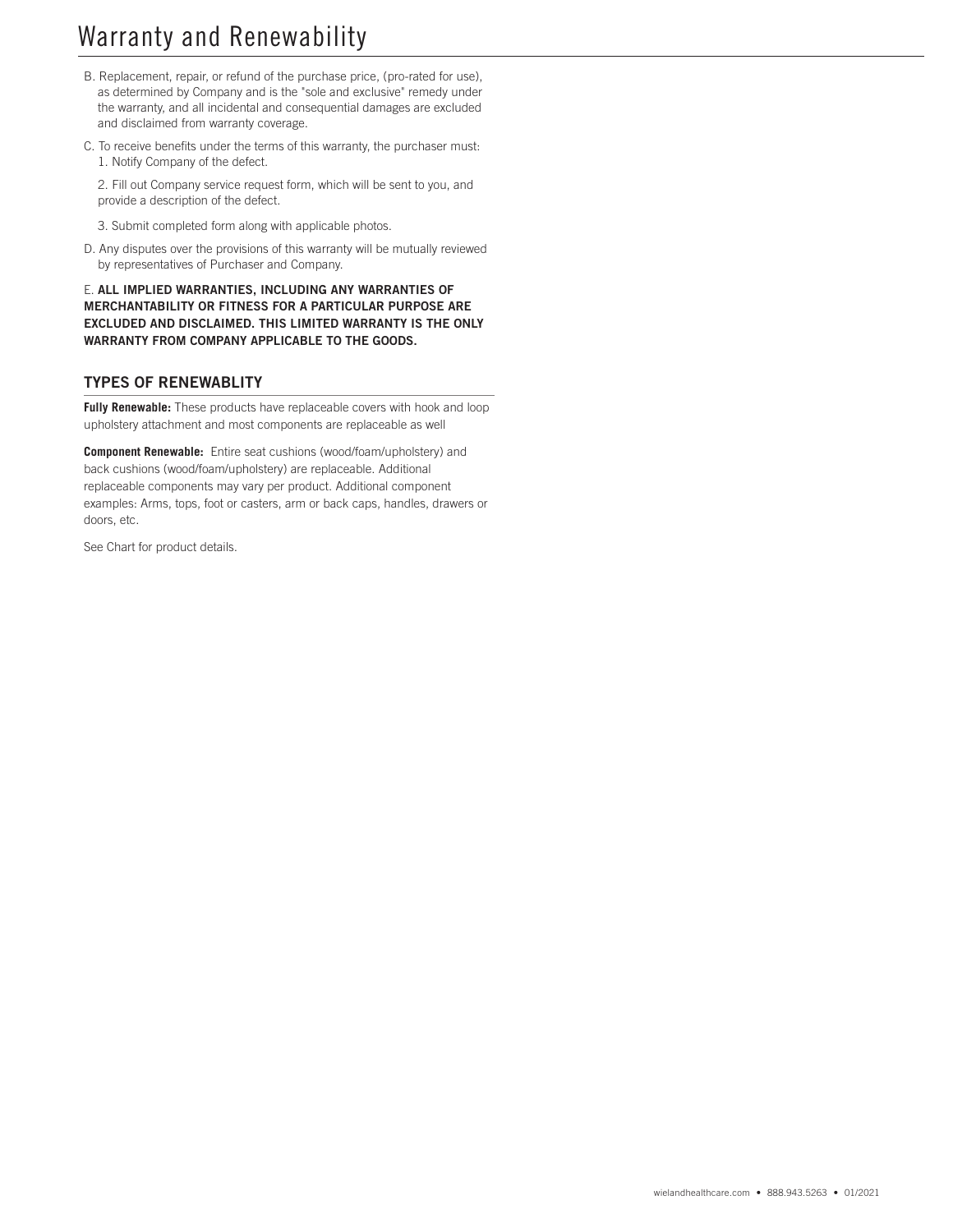# Warranty and Renewability

B. Replacement, repair, or refund of the purchase price, (pro-rated for use), as determined by Company and is the "sole and exclusive" remedy under the warranty, and all incidental and consequential damages are excluded and disclaimed from warranty coverage.

C. To receive benefits under the terms of this warranty, the purchaser must:

1. Notify Company of the defect.
2. Fill out Company service request form, which will be sent to you, and provide a description of the defect.
3. Submit completed form along with applicable photos.

D. Any disputes over the provisions of this warranty will be mutually reviewed by representatives of Purchaser and Company.

E. **ALL IMPLIED WARRANTIES, INCLUDING ANY WARRANTIES OF MERCHANTABILITY OR FITNESS FOR A PARTICULAR PURPOSE ARE EXCLUDED AND DISCLAIMED. THIS LIMITED WARRANTY IS THE ONLY WARRANTY FROM COMPANY APPLICABLE TO THE GOODS.**

## TYPES OF RENEWABLITY

**Fully Renewable:** These products have replaceable covers with hook and loop upholstery attachment and most components are replaceable as well

**Component Renewable:** Entire seat cushions (wood/foam/upholstery) and back cushions (wood/foam/upholstery) are replaceable. Additional replaceable components may vary per product. Additional component examples: Arms, tops, foot or casters, arm or back caps, handles, drawers or doors, etc.

See Chart for product details.